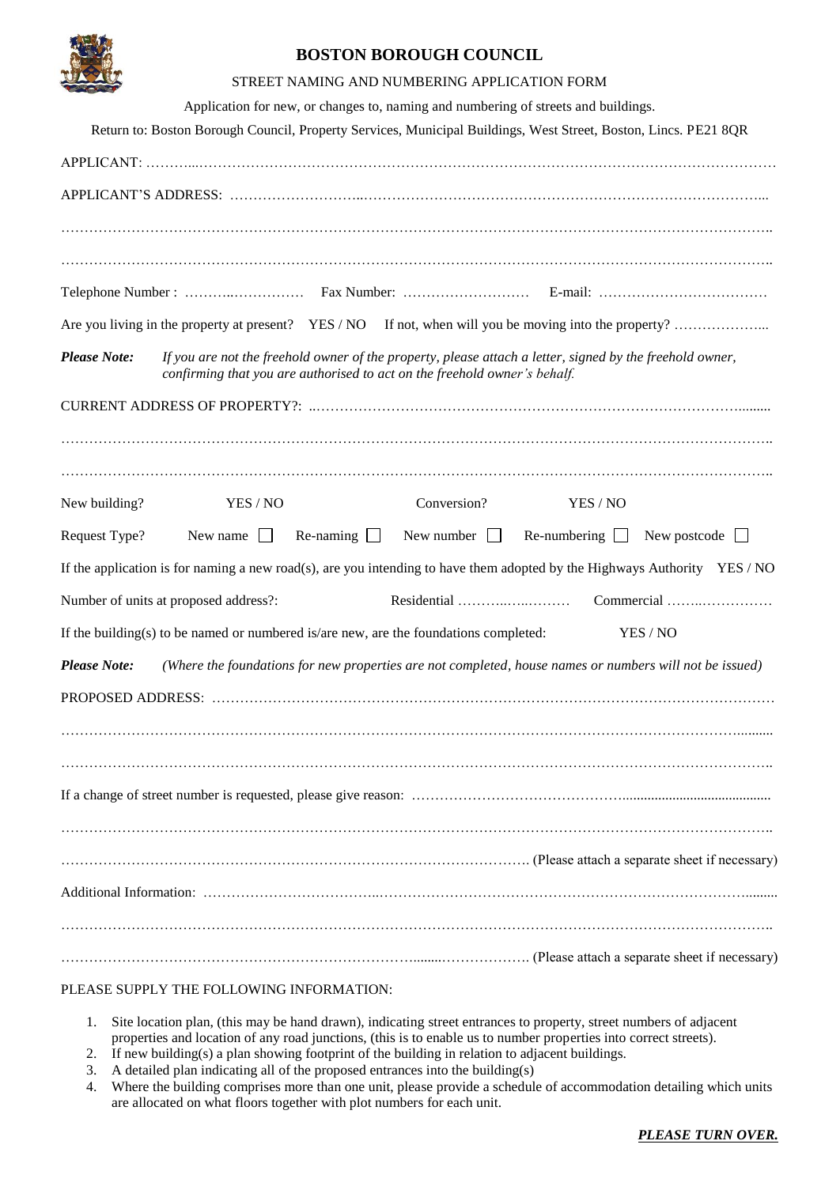# BOSTON BOROUGH COUNCIL

STREET NAMING AND NUMBERING APPLICATION FORM

Application for new, or changes to, naming and numbering of streets and buildings.

Return to: Boston Borough Council, Property Services, Municipal Buildings, West Street, Boston, Lincs. PE21 8QR

APPLICANT: ……………………………………………………………………………………………………………………

APPLICANT'S ADDRESS: ……………………………………………………………………………………………………

……………………………………………………………………………………………………………………………………

……………………………………………………………………………………………………………………………………

Telephone Number : ………………………… Fax Number: ……………………… E-mail: ………………………………

Are you living in the property at present? YES / NO If not, when will you be moving into the property? ………………...

***Please Note:*** *If you are not the freehold owner of the property, please attach a letter, signed by the freehold owner, confirming that you are authorised to act on the freehold owner's behalf.*

CURRENT ADDRESS OF PROPERTY?: ……………………………………………………………………………………

……………………………………………………………………………………………………………………………………

……………………………………………………………………………………………………………………………………

New building? YES / NO Conversion? YES / NO

Request Type? New name ☐ Re-naming ☐ New number ☐ Re-numbering ☐ New postcode ☐

If the application is for naming a new road(s), are you intending to have them adopted by the Highways Authority YES / NO

Number of units at proposed address?: Residential ……………………… Commercial ……………………

If the building(s) to be named or numbered is/are new, are the foundations completed: YES / NO

***Please Note:*** *(Where the foundations for new properties are not completed, house names or numbers will not be issued)*

PROPOSED ADDRESS: ………………………………………………………………………………………………………

……………………………………………………………………………………………………………………………………

……………………………………………………………………………………………………………………………………

If a change of street number is requested, please give reason: ……………………………………………………………

……………………………………………………………………………………………………………………………………

……………………………………………………………………………………… (Please attach a separate sheet if necessary)

Additional Information: ………………………………………………………………………………………………………

……………………………………………………………………………………………………………………………………

……………………………………………………………………………………… (Please attach a separate sheet if necessary)

PLEASE SUPPLY THE FOLLOWING INFORMATION:

1. Site location plan, (this may be hand drawn), indicating street entrances to property, street numbers of adjacent properties and location of any road junctions, (this is to enable us to number properties into correct streets).
2. If new building(s) a plan showing footprint of the building in relation to adjacent buildings.
3. A detailed plan indicating all of the proposed entrances into the building(s)
4. Where the building comprises more than one unit, please provide a schedule of accommodation detailing which units are allocated on what floors together with plot numbers for each unit.

***PLEASE TURN OVER.***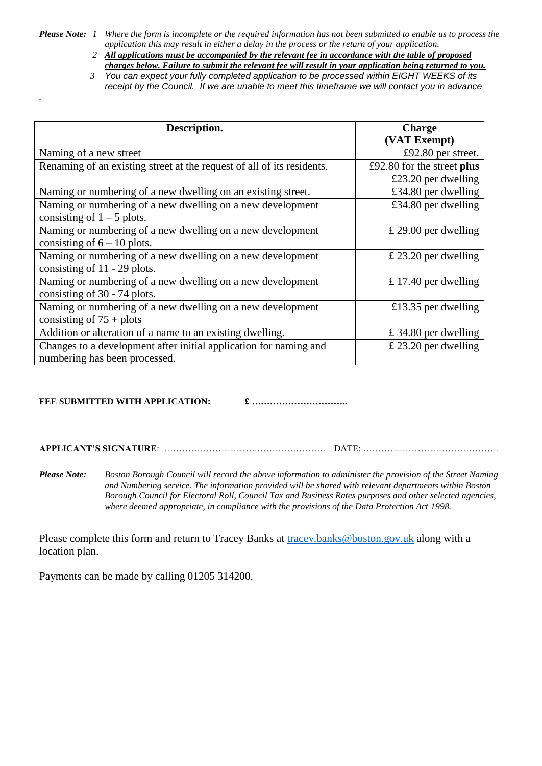***Please Note:*** *1 Where the form is incomplete or the required information has not been submitted to enable us to process the application this may result in either a delay in the process or the return of your application.*

*2* ***All applications must be accompanied by the relevant fee in accordance with the table of proposed charges below. Failure to submit the relevant fee will result in your application being returned to you.***

*3 You can expect your fully completed application to be processed within EIGHT WEEKS of its receipt by the Council. If we are unable to meet this timeframe we will contact you in advance*

.

| **Description.** | **Charge (VAT Exempt)** |
|---|---|
| Naming of a new street | £92.80 per street. |
| Renaming of an existing street at the request of all of its residents. | £92.80 for the street **plus** £23.20 per dwelling |
| Naming or numbering of a new dwelling on an existing street. | £34.80 per dwelling |
| Naming or numbering of a new dwelling on a new development consisting of 1 – 5 plots. | £34.80 per dwelling |
| Naming or numbering of a new dwelling on a new development consisting of 6 – 10 plots. | £ 29.00 per dwelling |
| Naming or numbering of a new dwelling on a new development consisting of 11 - 29 plots. | £ 23.20 per dwelling |
| Naming or numbering of a new dwelling on a new development consisting of 30 - 74 plots. | £ 17.40 per dwelling |
| Naming or numbering of a new dwelling on a new development consisting of 75 + plots | £13.35 per dwelling |
| Addition or alteration of a name to an existing dwelling. | £ 34.80 per dwelling |
| Changes to a development after initial application for naming and numbering has been processed. | £ 23.20 per dwelling |

**FEE SUBMITTED WITH APPLICATION: £ …………………………..**

**APPLICANT'S SIGNATURE**: ……………………………………………. DATE: ………………………………………

***Please Note:*** *Boston Borough Council will record the above information to administer the provision of the Street Naming and Numbering service. The information provided will be shared with relevant departments within Boston Borough Council for Electoral Roll, Council Tax and Business Rates purposes and other selected agencies, where deemed appropriate, in compliance with the provisions of the Data Protection Act 1998.*

Please complete this form and return to Tracey Banks at tracey.banks@boston.gov.uk along with a location plan.

Payments can be made by calling 01205 314200.